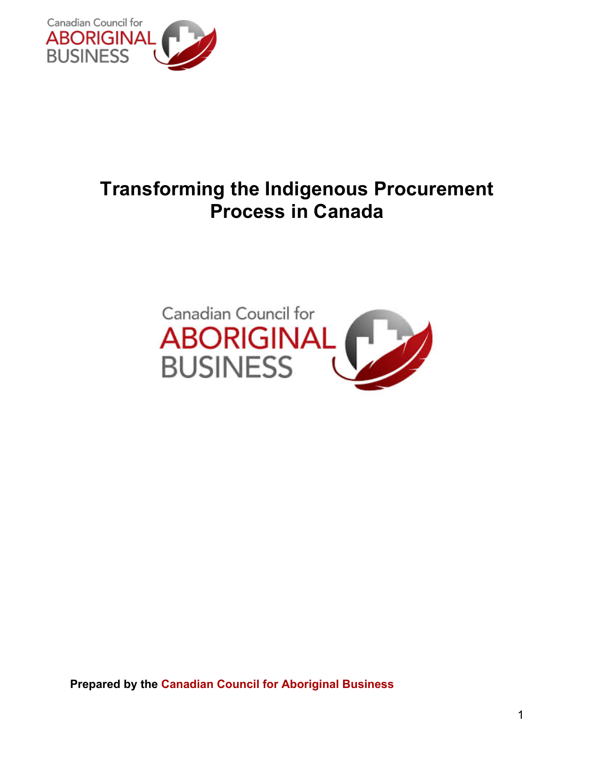# Transforming the Indigenous Procurement Process in Canada

**Prepared by the Canadian Council for Aboriginal Business**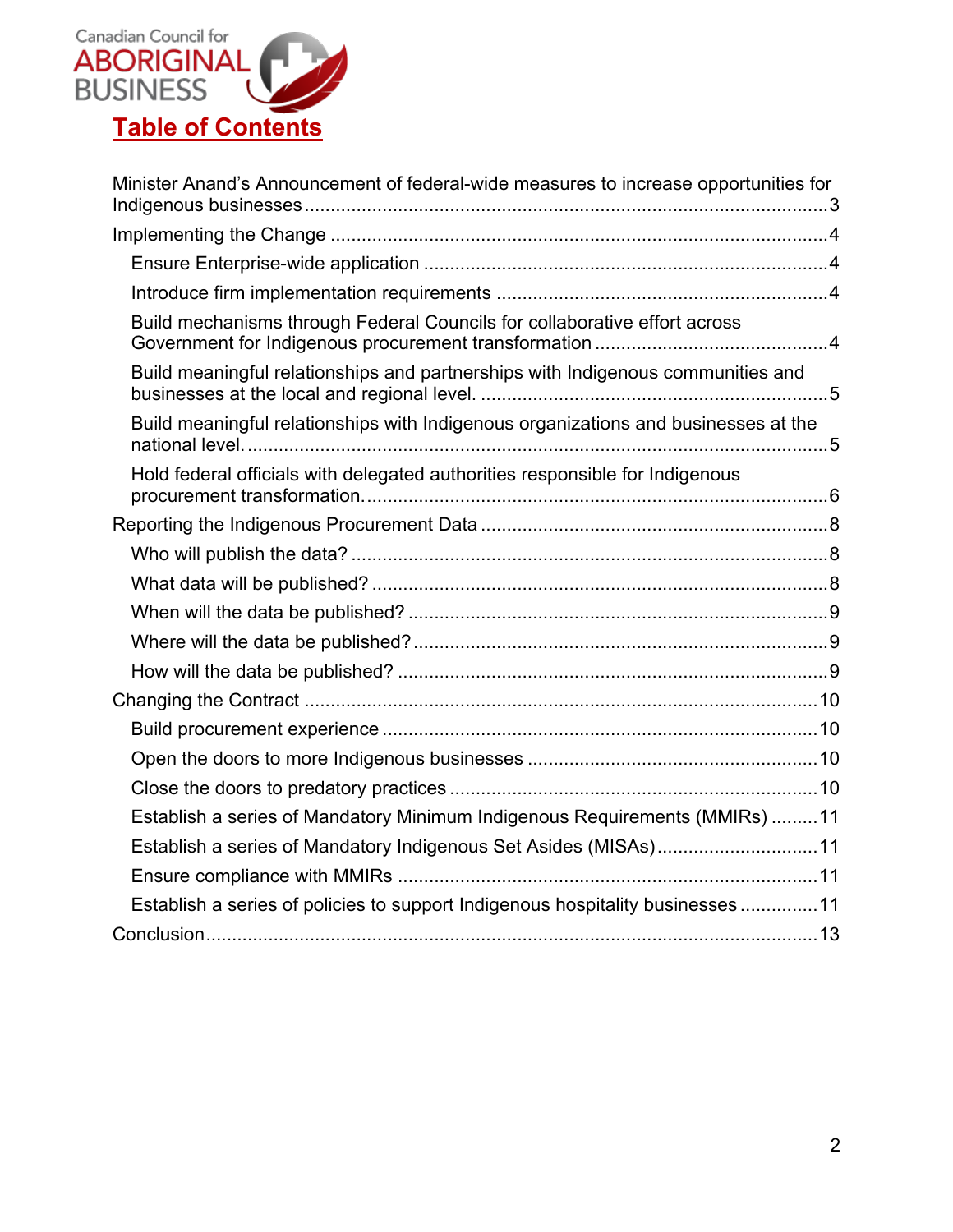Canadian Council for ABORIGINAL BUSINESS

# Table of Contents

- Minister Anand's Announcement of federal-wide measures to increase opportunities for Indigenous businesses ..... 3
- Implementing the Change ..... 4
  - Ensure Enterprise-wide application ..... 4
  - Introduce firm implementation requirements ..... 4
  - Build mechanisms through Federal Councils for collaborative effort across Government for Indigenous procurement transformation ..... 4
  - Build meaningful relationships and partnerships with Indigenous communities and businesses at the local and regional level. ..... 5
  - Build meaningful relationships with Indigenous organizations and businesses at the national level. ..... 5
  - Hold federal officials with delegated authorities responsible for Indigenous procurement transformation. ..... 6
- Reporting the Indigenous Procurement Data ..... 8
  - Who will publish the data? ..... 8
  - What data will be published? ..... 8
  - When will the data be published? ..... 9
  - Where will the data be published? ..... 9
  - How will the data be published? ..... 9
- Changing the Contract ..... 10
  - Build procurement experience ..... 10
  - Open the doors to more Indigenous businesses ..... 10
  - Close the doors to predatory practices ..... 10
  - Establish a series of Mandatory Minimum Indigenous Requirements (MMIRs) ..... 11
  - Establish a series of Mandatory Indigenous Set Asides (MISAs) ..... 11
  - Ensure compliance with MMIRs ..... 11
  - Establish a series of policies to support Indigenous hospitality businesses ..... 11
- Conclusion ..... 13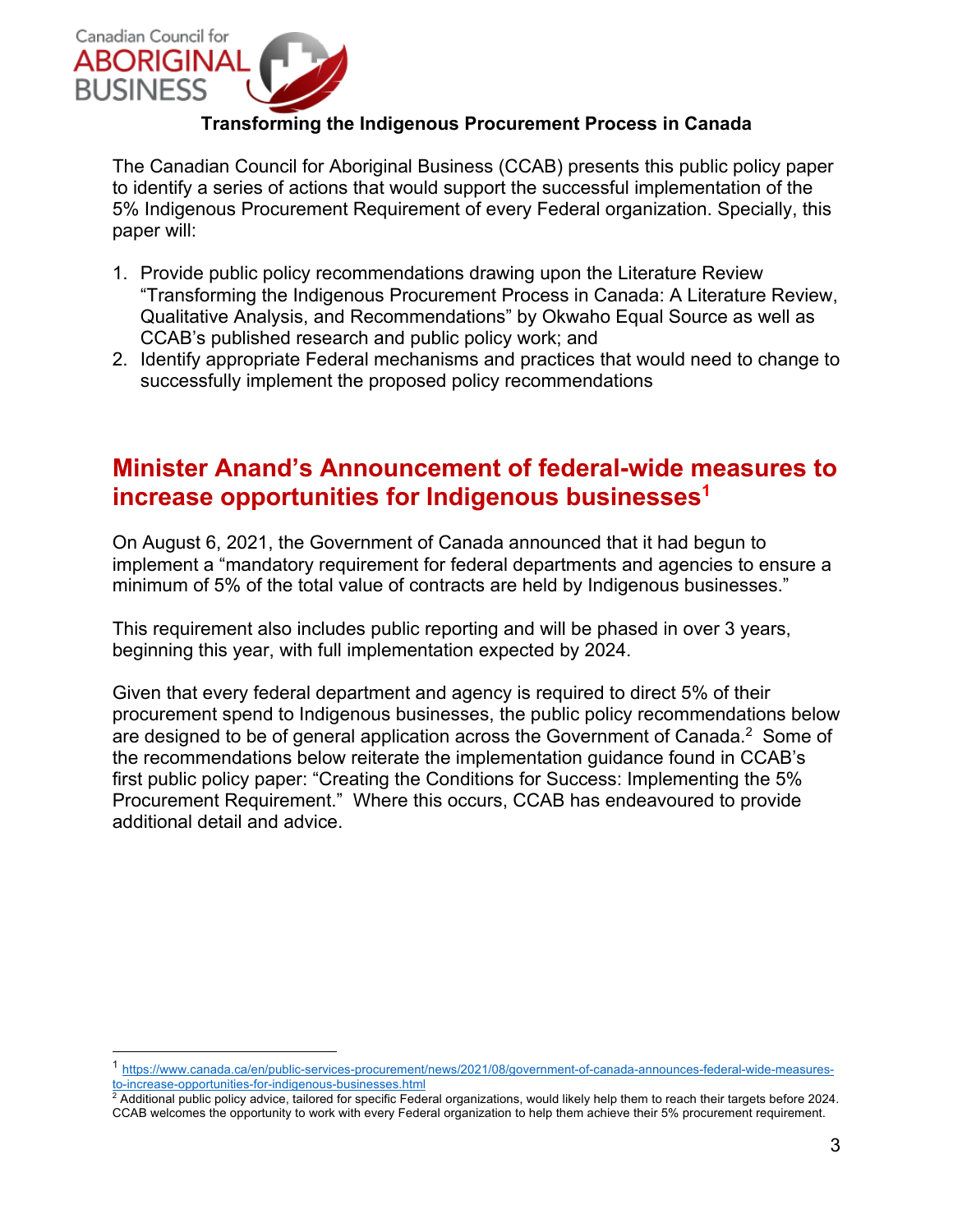**Transforming the Indigenous Procurement Process in Canada**

The Canadian Council for Aboriginal Business (CCAB) presents this public policy paper to identify a series of actions that would support the successful implementation of the 5% Indigenous Procurement Requirement of every Federal organization. Specially, this paper will:

1. Provide public policy recommendations drawing upon the Literature Review "Transforming the Indigenous Procurement Process in Canada: A Literature Review, Qualitative Analysis, and Recommendations" by Okwaho Equal Source as well as CCAB's published research and public policy work; and
2. Identify appropriate Federal mechanisms and practices that would need to change to successfully implement the proposed policy recommendations

## Minister Anand's Announcement of federal-wide measures to increase opportunities for Indigenous businesses[1]

On August 6, 2021, the Government of Canada announced that it had begun to implement a "mandatory requirement for federal departments and agencies to ensure a minimum of 5% of the total value of contracts are held by Indigenous businesses."

This requirement also includes public reporting and will be phased in over 3 years, beginning this year, with full implementation expected by 2024.

Given that every federal department and agency is required to direct 5% of their procurement spend to Indigenous businesses, the public policy recommendations below are designed to be of general application across the Government of Canada.[2] Some of the recommendations below reiterate the implementation guidance found in CCAB's first public policy paper: "Creating the Conditions for Success: Implementing the 5% Procurement Requirement." Where this occurs, CCAB has endeavoured to provide additional detail and advice.

---

[1] https://www.canada.ca/en/public-services-procurement/news/2021/08/government-of-canada-announces-federal-wide-measures-to-increase-opportunities-for-indigenous-businesses.html

[2] Additional public policy advice, tailored for specific Federal organizations, would likely help them to reach their targets before 2024. CCAB welcomes the opportunity to work with every Federal organization to help them achieve their 5% procurement requirement.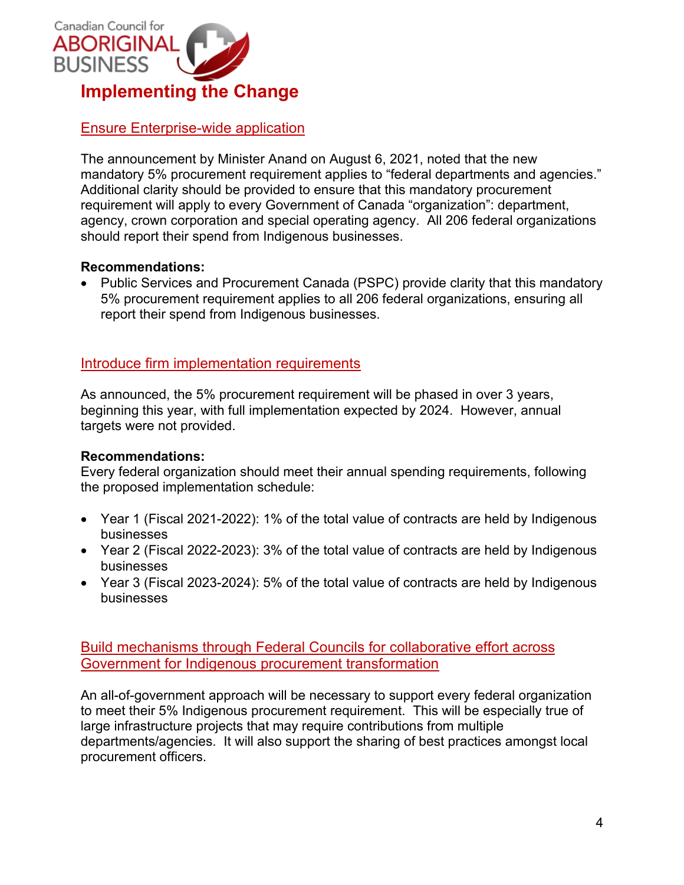## Implementing the Change

### Ensure Enterprise-wide application

The announcement by Minister Anand on August 6, 2021, noted that the new mandatory 5% procurement requirement applies to "federal departments and agencies." Additional clarity should be provided to ensure that this mandatory procurement requirement will apply to every Government of Canada "organization": department, agency, crown corporation and special operating agency. All 206 federal organizations should report their spend from Indigenous businesses.

**Recommendations:**

- Public Services and Procurement Canada (PSPC) provide clarity that this mandatory 5% procurement requirement applies to all 206 federal organizations, ensuring all report their spend from Indigenous businesses.

### Introduce firm implementation requirements

As announced, the 5% procurement requirement will be phased in over 3 years, beginning this year, with full implementation expected by 2024. However, annual targets were not provided.

**Recommendations:**

Every federal organization should meet their annual spending requirements, following the proposed implementation schedule:

- Year 1 (Fiscal 2021-2022): 1% of the total value of contracts are held by Indigenous businesses
- Year 2 (Fiscal 2022-2023): 3% of the total value of contracts are held by Indigenous businesses
- Year 3 (Fiscal 2023-2024): 5% of the total value of contracts are held by Indigenous businesses

### Build mechanisms through Federal Councils for collaborative effort across Government for Indigenous procurement transformation

An all-of-government approach will be necessary to support every federal organization to meet their 5% Indigenous procurement requirement. This will be especially true of large infrastructure projects that may require contributions from multiple departments/agencies. It will also support the sharing of best practices amongst local procurement officers.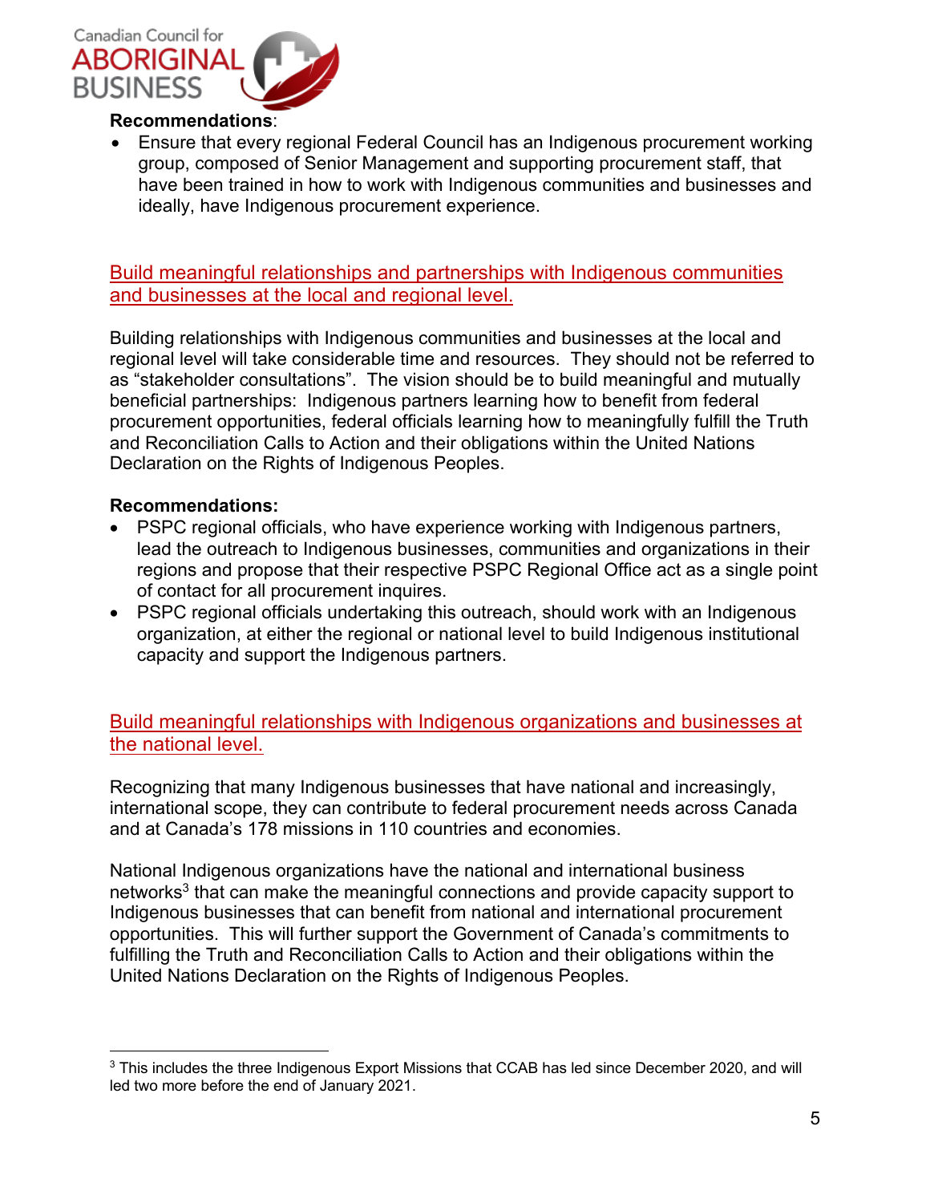**Recommendations**:

- Ensure that every regional Federal Council has an Indigenous procurement working group, composed of Senior Management and supporting procurement staff, that have been trained in how to work with Indigenous communities and businesses and ideally, have Indigenous procurement experience.

## Build meaningful relationships and partnerships with Indigenous communities and businesses at the local and regional level.

Building relationships with Indigenous communities and businesses at the local and regional level will take considerable time and resources. They should not be referred to as "stakeholder consultations". The vision should be to build meaningful and mutually beneficial partnerships: Indigenous partners learning how to benefit from federal procurement opportunities, federal officials learning how to meaningfully fulfill the Truth and Reconciliation Calls to Action and their obligations within the United Nations Declaration on the Rights of Indigenous Peoples.

**Recommendations:**

- PSPC regional officials, who have experience working with Indigenous partners, lead the outreach to Indigenous businesses, communities and organizations in their regions and propose that their respective PSPC Regional Office act as a single point of contact for all procurement inquires.
- PSPC regional officials undertaking this outreach, should work with an Indigenous organization, at either the regional or national level to build Indigenous institutional capacity and support the Indigenous partners.

## Build meaningful relationships with Indigenous organizations and businesses at the national level.

Recognizing that many Indigenous businesses that have national and increasingly, international scope, they can contribute to federal procurement needs across Canada and at Canada's 178 missions in 110 countries and economies.

National Indigenous organizations have the national and international business networks[3] that can make the meaningful connections and provide capacity support to Indigenous businesses that can benefit from national and international procurement opportunities. This will further support the Government of Canada's commitments to fulfilling the Truth and Reconciliation Calls to Action and their obligations within the United Nations Declaration on the Rights of Indigenous Peoples.

---

[3] This includes the three Indigenous Export Missions that CCAB has led since December 2020, and will led two more before the end of January 2021.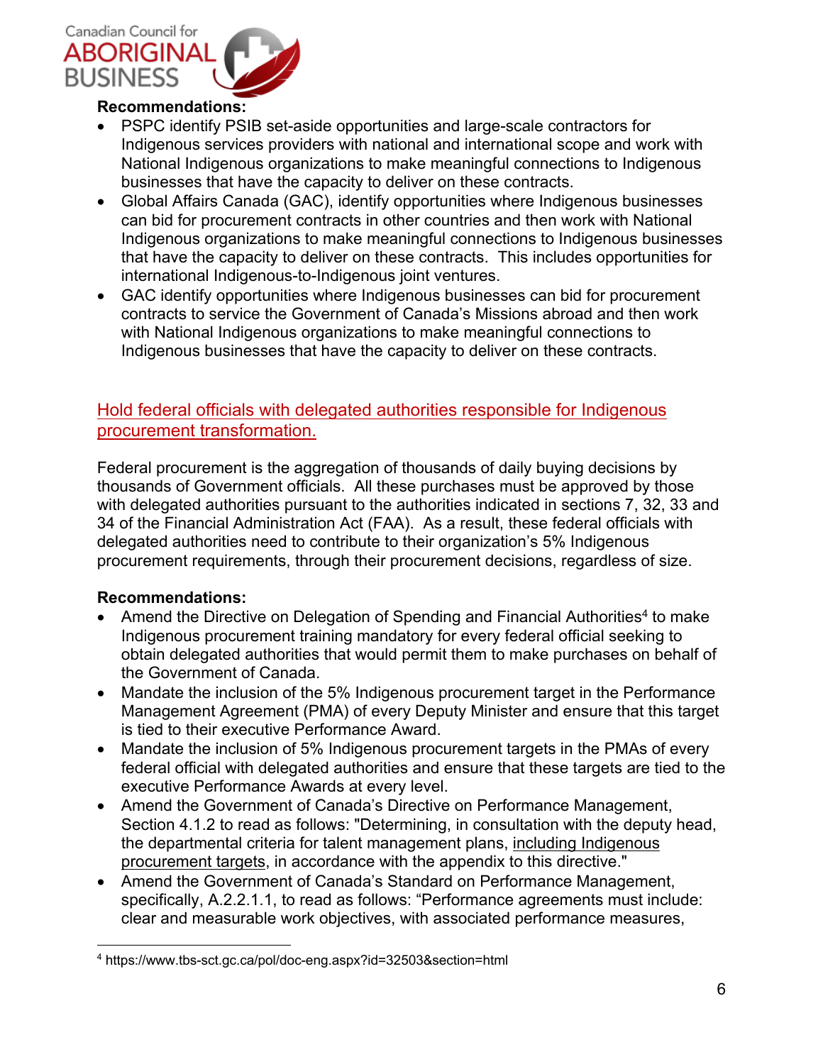**Recommendations:**

- PSPC identify PSIB set-aside opportunities and large-scale contractors for Indigenous services providers with national and international scope and work with National Indigenous organizations to make meaningful connections to Indigenous businesses that have the capacity to deliver on these contracts.
- Global Affairs Canada (GAC), identify opportunities where Indigenous businesses can bid for procurement contracts in other countries and then work with National Indigenous organizations to make meaningful connections to Indigenous businesses that have the capacity to deliver on these contracts. This includes opportunities for international Indigenous-to-Indigenous joint ventures.
- GAC identify opportunities where Indigenous businesses can bid for procurement contracts to service the Government of Canada's Missions abroad and then work with National Indigenous organizations to make meaningful connections to Indigenous businesses that have the capacity to deliver on these contracts.

## Hold federal officials with delegated authorities responsible for Indigenous procurement transformation.

Federal procurement is the aggregation of thousands of daily buying decisions by thousands of Government officials. All these purchases must be approved by those with delegated authorities pursuant to the authorities indicated in sections 7, 32, 33 and 34 of the Financial Administration Act (FAA). As a result, these federal officials with delegated authorities need to contribute to their organization's 5% Indigenous procurement requirements, through their procurement decisions, regardless of size.

**Recommendations:**

- Amend the Directive on Delegation of Spending and Financial Authorities[4] to make Indigenous procurement training mandatory for every federal official seeking to obtain delegated authorities that would permit them to make purchases on behalf of the Government of Canada.
- Mandate the inclusion of the 5% Indigenous procurement target in the Performance Management Agreement (PMA) of every Deputy Minister and ensure that this target is tied to their executive Performance Award.
- Mandate the inclusion of 5% Indigenous procurement targets in the PMAs of every federal official with delegated authorities and ensure that these targets are tied to the executive Performance Awards at every level.
- Amend the Government of Canada's Directive on Performance Management, Section 4.1.2 to read as follows: "Determining, in consultation with the deputy head, the departmental criteria for talent management plans, including Indigenous procurement targets, in accordance with the appendix to this directive."
- Amend the Government of Canada's Standard on Performance Management, specifically, A.2.2.1.1, to read as follows: "Performance agreements must include: clear and measurable work objectives, with associated performance measures,

[4] https://www.tbs-sct.gc.ca/pol/doc-eng.aspx?id=32503&section=html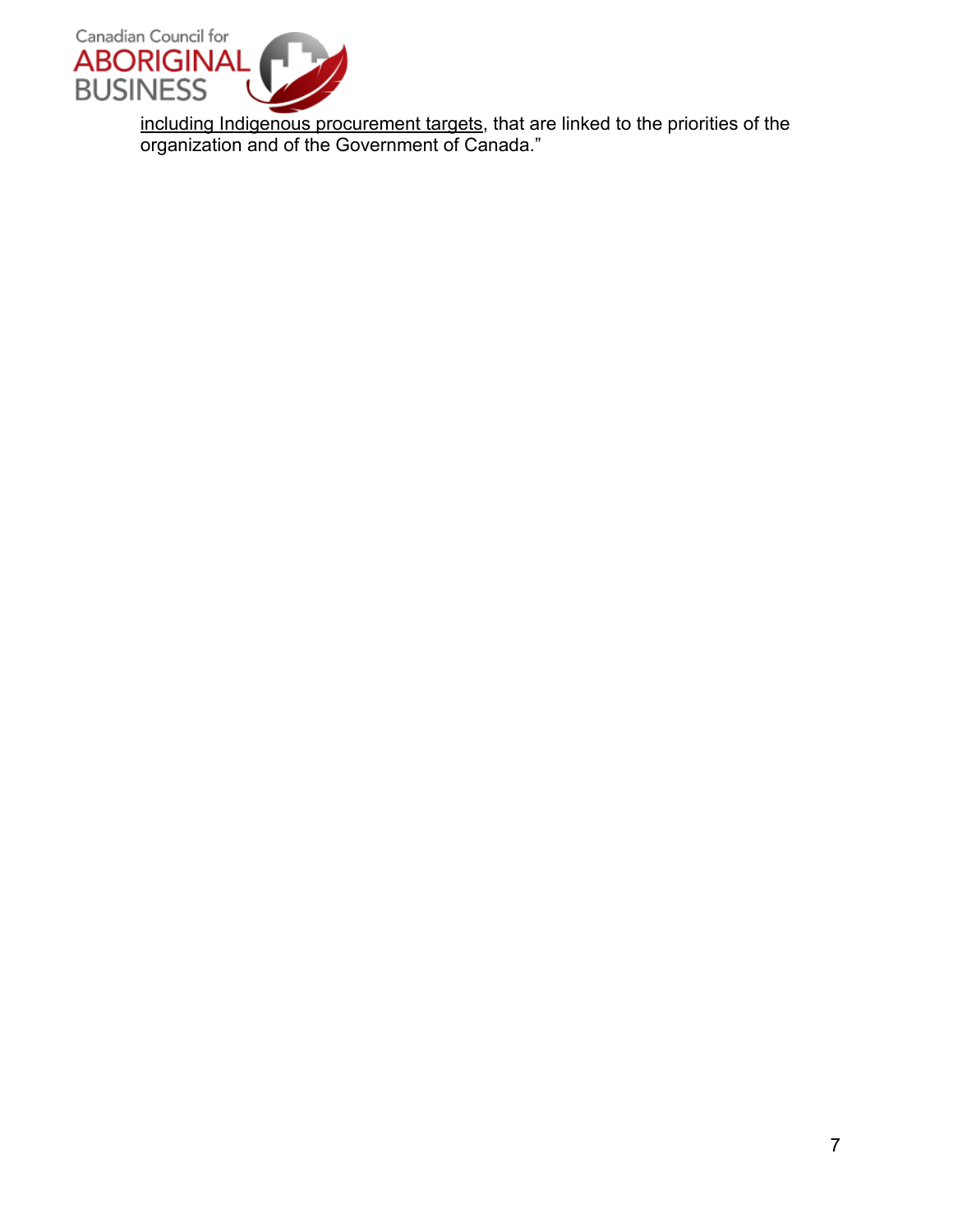including Indigenous procurement targets, that are linked to the priorities of the organization and of the Government of Canada."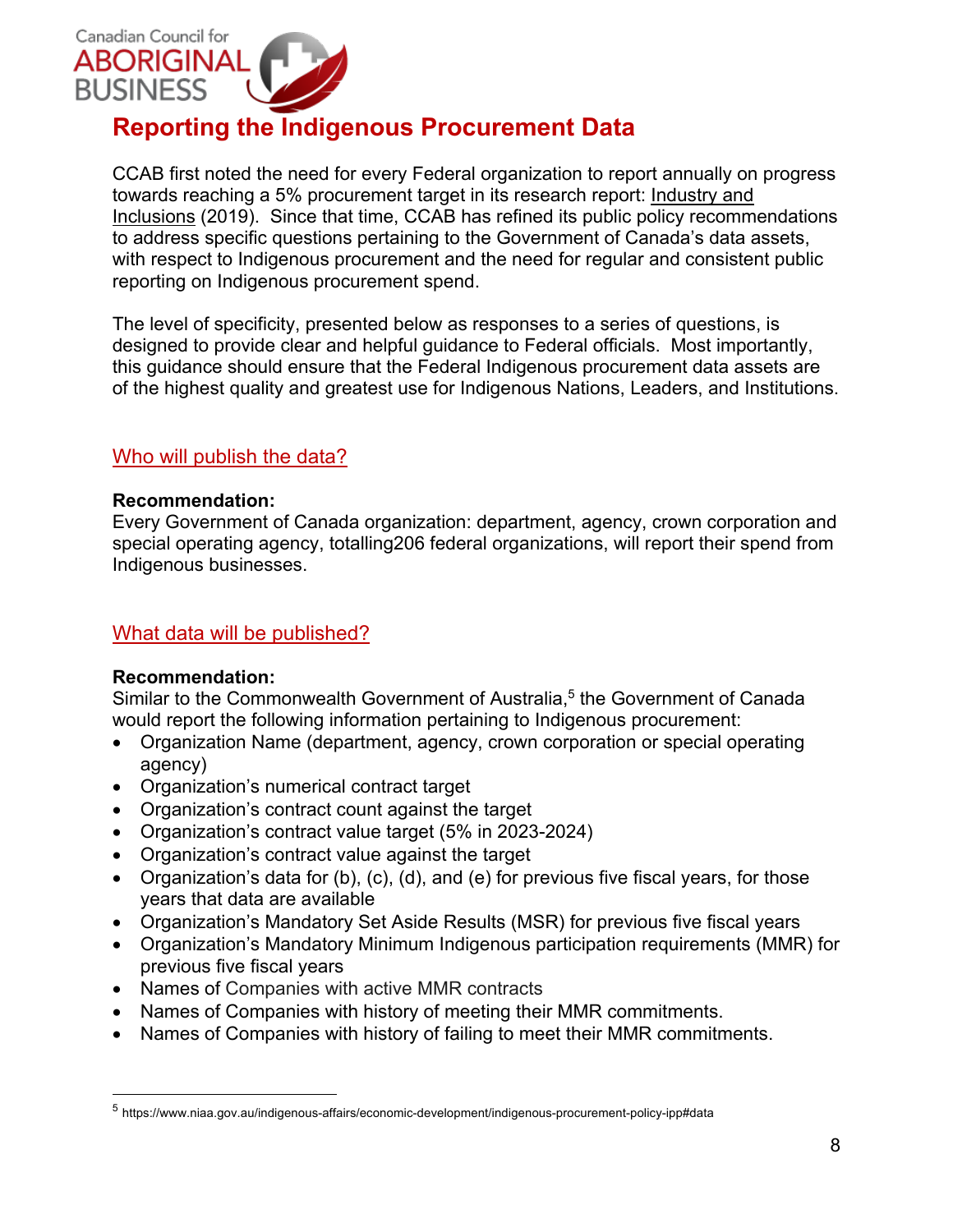# Reporting the Indigenous Procurement Data

CCAB first noted the need for every Federal organization to report annually on progress towards reaching a 5% procurement target in its research report: Industry and Inclusions (2019). Since that time, CCAB has refined its public policy recommendations to address specific questions pertaining to the Government of Canada's data assets, with respect to Indigenous procurement and the need for regular and consistent public reporting on Indigenous procurement spend.

The level of specificity, presented below as responses to a series of questions, is designed to provide clear and helpful guidance to Federal officials. Most importantly, this guidance should ensure that the Federal Indigenous procurement data assets are of the highest quality and greatest use for Indigenous Nations, Leaders, and Institutions.

## Who will publish the data?

**Recommendation:**
Every Government of Canada organization: department, agency, crown corporation and special operating agency, totalling206 federal organizations, will report their spend from Indigenous businesses.

## What data will be published?

**Recommendation:**
Similar to the Commonwealth Government of Australia,[5] the Government of Canada would report the following information pertaining to Indigenous procurement:

- Organization Name (department, agency, crown corporation or special operating agency)
- Organization's numerical contract target
- Organization's contract count against the target
- Organization's contract value target (5% in 2023-2024)
- Organization's contract value against the target
- Organization's data for (b), (c), (d), and (e) for previous five fiscal years, for those years that data are available
- Organization's Mandatory Set Aside Results (MSR) for previous five fiscal years
- Organization's Mandatory Minimum Indigenous participation requirements (MMR) for previous five fiscal years
- Names of Companies with active MMR contracts
- Names of Companies with history of meeting their MMR commitments.
- Names of Companies with history of failing to meet their MMR commitments.

[5] https://www.niaa.gov.au/indigenous-affairs/economic-development/indigenous-procurement-policy-ipp#data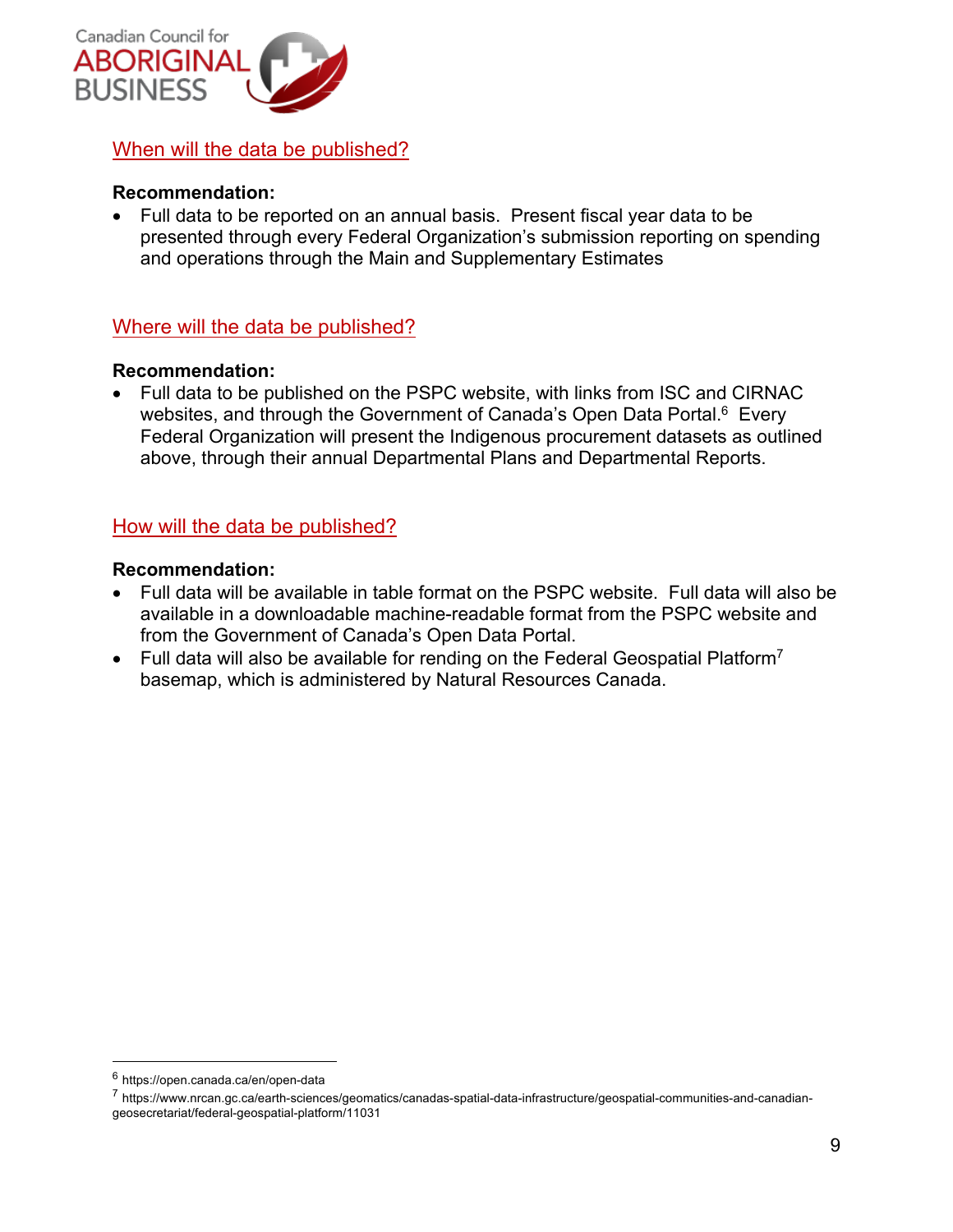## When will the data be published?

**Recommendation:**

- Full data to be reported on an annual basis. Present fiscal year data to be presented through every Federal Organization's submission reporting on spending and operations through the Main and Supplementary Estimates

## Where will the data be published?

**Recommendation:**

- Full data to be published on the PSPC website, with links from ISC and CIRNAC websites, and through the Government of Canada's Open Data Portal.[6] Every Federal Organization will present the Indigenous procurement datasets as outlined above, through their annual Departmental Plans and Departmental Reports.

## How will the data be published?

**Recommendation:**

- Full data will be available in table format on the PSPC website. Full data will also be available in a downloadable machine-readable format from the PSPC website and from the Government of Canada's Open Data Portal.
- Full data will also be available for rending on the Federal Geospatial Platform[7] basemap, which is administered by Natural Resources Canada.

---

[6] https://open.canada.ca/en/open-data

[7] https://www.nrcan.gc.ca/earth-sciences/geomatics/canadas-spatial-data-infrastructure/geospatial-communities-and-canadian-geosecretariat/federal-geospatial-platform/11031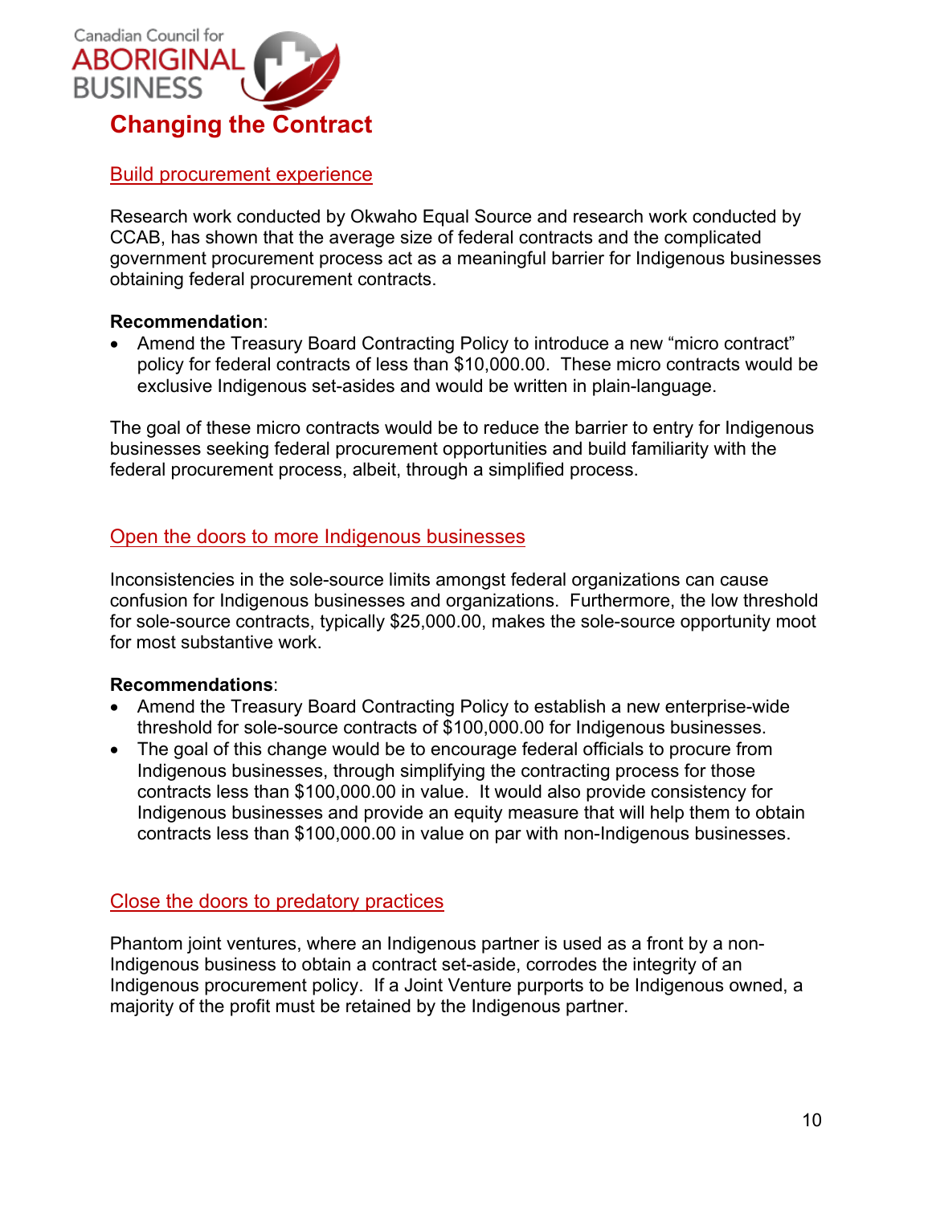# Changing the Contract

## Build procurement experience

Research work conducted by Okwaho Equal Source and research work conducted by CCAB, has shown that the average size of federal contracts and the complicated government procurement process act as a meaningful barrier for Indigenous businesses obtaining federal procurement contracts.

**Recommendation**:

- Amend the Treasury Board Contracting Policy to introduce a new "micro contract" policy for federal contracts of less than $10,000.00. These micro contracts would be exclusive Indigenous set-asides and would be written in plain-language.

The goal of these micro contracts would be to reduce the barrier to entry for Indigenous businesses seeking federal procurement opportunities and build familiarity with the federal procurement process, albeit, through a simplified process.

## Open the doors to more Indigenous businesses

Inconsistencies in the sole-source limits amongst federal organizations can cause confusion for Indigenous businesses and organizations. Furthermore, the low threshold for sole-source contracts, typically $25,000.00, makes the sole-source opportunity moot for most substantive work.

**Recommendations**:

- Amend the Treasury Board Contracting Policy to establish a new enterprise-wide threshold for sole-source contracts of $100,000.00 for Indigenous businesses.
- The goal of this change would be to encourage federal officials to procure from Indigenous businesses, through simplifying the contracting process for those contracts less than $100,000.00 in value. It would also provide consistency for Indigenous businesses and provide an equity measure that will help them to obtain contracts less than $100,000.00 in value on par with non-Indigenous businesses.

## Close the doors to predatory practices

Phantom joint ventures, where an Indigenous partner is used as a front by a non-Indigenous business to obtain a contract set-aside, corrodes the integrity of an Indigenous procurement policy. If a Joint Venture purports to be Indigenous owned, a majority of the profit must be retained by the Indigenous partner.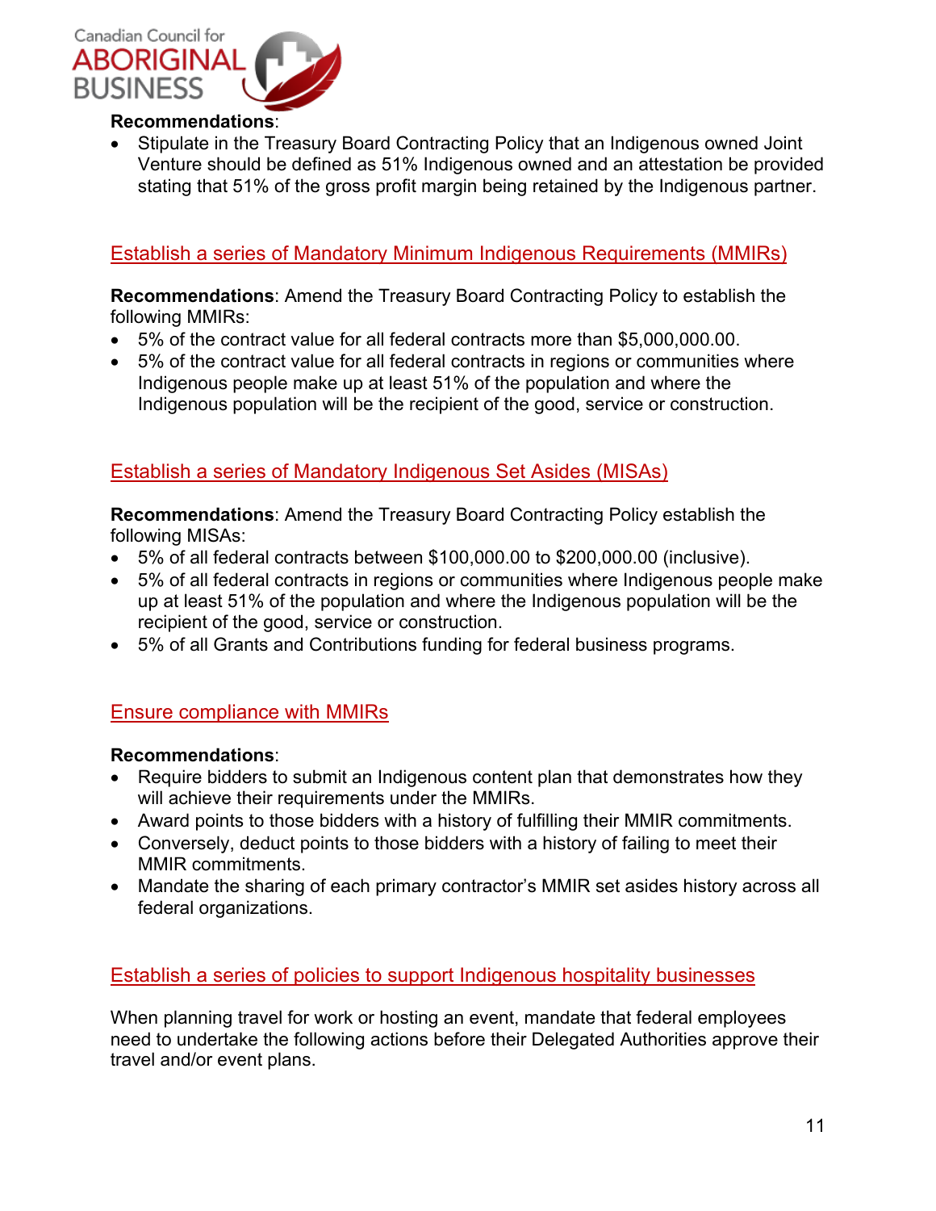**Recommendations**:

- Stipulate in the Treasury Board Contracting Policy that an Indigenous owned Joint Venture should be defined as 51% Indigenous owned and an attestation be provided stating that 51% of the gross profit margin being retained by the Indigenous partner.

## Establish a series of Mandatory Minimum Indigenous Requirements (MMIRs)

**Recommendations**: Amend the Treasury Board Contracting Policy to establish the following MMIRs:

- 5% of the contract value for all federal contracts more than $5,000,000.00.
- 5% of the contract value for all federal contracts in regions or communities where Indigenous people make up at least 51% of the population and where the Indigenous population will be the recipient of the good, service or construction.

## Establish a series of Mandatory Indigenous Set Asides (MISAs)

**Recommendations**: Amend the Treasury Board Contracting Policy establish the following MISAs:

- 5% of all federal contracts between $100,000.00 to $200,000.00 (inclusive).
- 5% of all federal contracts in regions or communities where Indigenous people make up at least 51% of the population and where the Indigenous population will be the recipient of the good, service or construction.
- 5% of all Grants and Contributions funding for federal business programs.

## Ensure compliance with MMIRs

**Recommendations**:

- Require bidders to submit an Indigenous content plan that demonstrates how they will achieve their requirements under the MMIRs.
- Award points to those bidders with a history of fulfilling their MMIR commitments.
- Conversely, deduct points to those bidders with a history of failing to meet their MMIR commitments.
- Mandate the sharing of each primary contractor's MMIR set asides history across all federal organizations.

## Establish a series of policies to support Indigenous hospitality businesses

When planning travel for work or hosting an event, mandate that federal employees need to undertake the following actions before their Delegated Authorities approve their travel and/or event plans.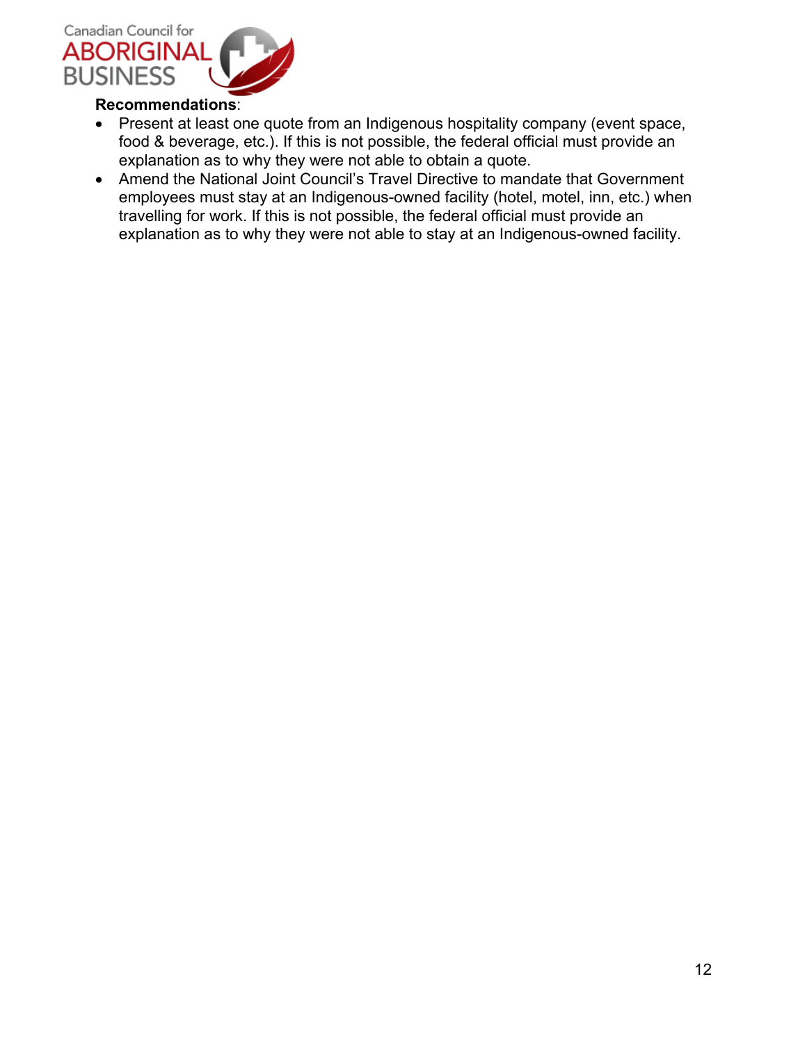**Recommendations**:

- Present at least one quote from an Indigenous hospitality company (event space, food & beverage, etc.). If this is not possible, the federal official must provide an explanation as to why they were not able to obtain a quote.
- Amend the National Joint Council's Travel Directive to mandate that Government employees must stay at an Indigenous-owned facility (hotel, motel, inn, etc.) when travelling for work. If this is not possible, the federal official must provide an explanation as to why they were not able to stay at an Indigenous-owned facility.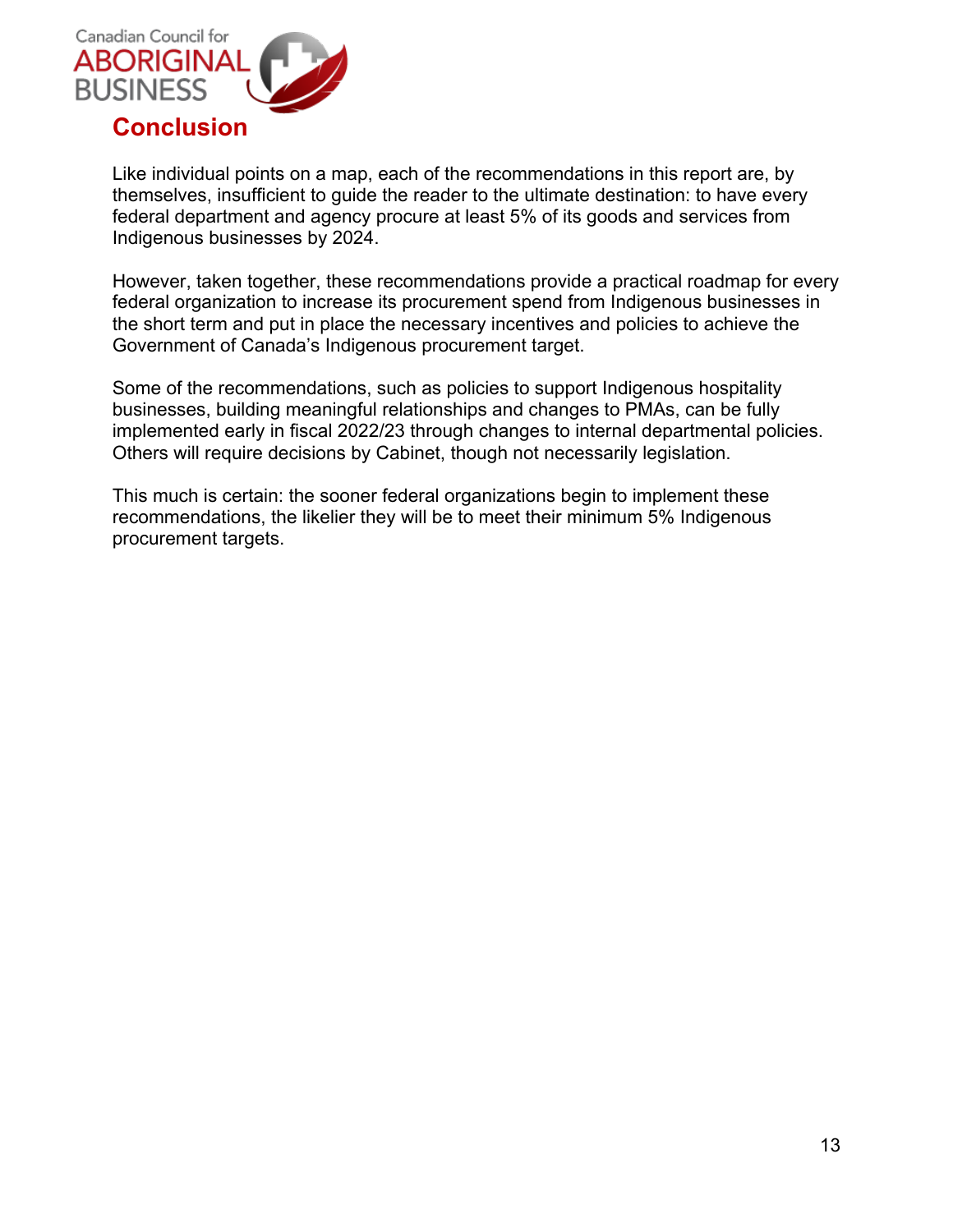## Conclusion

Like individual points on a map, each of the recommendations in this report are, by themselves, insufficient to guide the reader to the ultimate destination: to have every federal department and agency procure at least 5% of its goods and services from Indigenous businesses by 2024.

However, taken together, these recommendations provide a practical roadmap for every federal organization to increase its procurement spend from Indigenous businesses in the short term and put in place the necessary incentives and policies to achieve the Government of Canada's Indigenous procurement target.

Some of the recommendations, such as policies to support Indigenous hospitality businesses, building meaningful relationships and changes to PMAs, can be fully implemented early in fiscal 2022/23 through changes to internal departmental policies. Others will require decisions by Cabinet, though not necessarily legislation.

This much is certain: the sooner federal organizations begin to implement these recommendations, the likelier they will be to meet their minimum 5% Indigenous procurement targets.